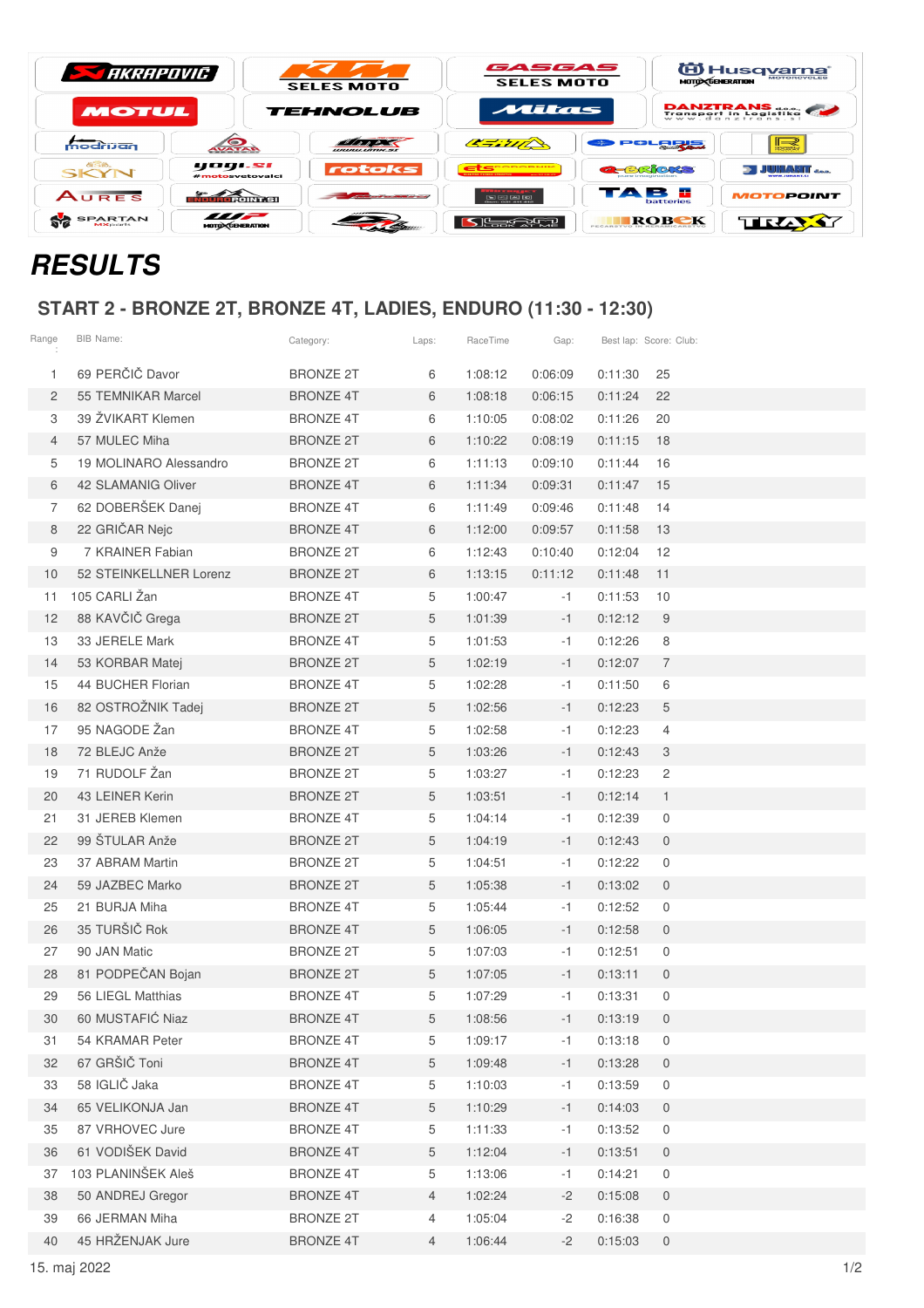# RESULTS

## START 2 - BRONZE 2T, BRONZE 4T, LADIES, ENDURO (11:30 - 12:30)

| Range : | BIB Name: | Category: | Laps: | RaceTime | Gap: | Best lap: | Score: | Club: |
|---|---|---|---|---|---|---|---|---|
| 1 | 69 PERČIČ Davor | BRONZE 2T | 6 | 1:08:12 | 0:06:09 | 0:11:30 | 25 | |
| 2 | 55 TEMNIKAR Marcel | BRONZE 4T | 6 | 1:08:18 | 0:06:15 | 0:11:24 | 22 | |
| 3 | 39 ŽVIKART Klemen | BRONZE 4T | 6 | 1:10:05 | 0:08:02 | 0:11:26 | 20 | |
| 4 | 57 MULEC Miha | BRONZE 2T | 6 | 1:10:22 | 0:08:19 | 0:11:15 | 18 | |
| 5 | 19 MOLINARO Alessandro | BRONZE 2T | 6 | 1:11:13 | 0:09:10 | 0:11:44 | 16 | |
| 6 | 42 SLAMANIG Oliver | BRONZE 4T | 6 | 1:11:34 | 0:09:31 | 0:11:47 | 15 | |
| 7 | 62 DOBERŠEK Danej | BRONZE 4T | 6 | 1:11:49 | 0:09:46 | 0:11:48 | 14 | |
| 8 | 22 GRIČAR Nejc | BRONZE 4T | 6 | 1:12:00 | 0:09:57 | 0:11:58 | 13 | |
| 9 | 7 KRAINER Fabian | BRONZE 2T | 6 | 1:12:43 | 0:10:40 | 0:12:04 | 12 | |
| 10 | 52 STEINKELLNER Lorenz | BRONZE 2T | 6 | 1:13:15 | 0:11:12 | 0:11:48 | 11 | |
| 11 | 105 CARLI Žan | BRONZE 4T | 5 | 1:00:47 | -1 | 0:11:53 | 10 | |
| 12 | 88 KAVČIČ Grega | BRONZE 2T | 5 | 1:01:39 | -1 | 0:12:12 | 9 | |
| 13 | 33 JERELE Mark | BRONZE 4T | 5 | 1:01:53 | -1 | 0:12:26 | 8 | |
| 14 | 53 KORBAR Matej | BRONZE 2T | 5 | 1:02:19 | -1 | 0:12:07 | 7 | |
| 15 | 44 BUCHER Florian | BRONZE 4T | 5 | 1:02:28 | -1 | 0:11:50 | 6 | |
| 16 | 82 OSTROŽNIK Tadej | BRONZE 2T | 5 | 1:02:56 | -1 | 0:12:23 | 5 | |
| 17 | 95 NAGODE Žan | BRONZE 4T | 5 | 1:02:58 | -1 | 0:12:23 | 4 | |
| 18 | 72 BLEJC Anže | BRONZE 2T | 5 | 1:03:26 | -1 | 0:12:43 | 3 | |
| 19 | 71 RUDOLF Žan | BRONZE 2T | 5 | 1:03:27 | -1 | 0:12:23 | 2 | |
| 20 | 43 LEINER Kerin | BRONZE 2T | 5 | 1:03:51 | -1 | 0:12:14 | 1 | |
| 21 | 31 JEREB Klemen | BRONZE 4T | 5 | 1:04:14 | -1 | 0:12:39 | 0 | |
| 22 | 99 ŠTULAR Anže | BRONZE 2T | 5 | 1:04:19 | -1 | 0:12:43 | 0 | |
| 23 | 37 ABRAM Martin | BRONZE 2T | 5 | 1:04:51 | -1 | 0:12:22 | 0 | |
| 24 | 59 JAZBEC Marko | BRONZE 2T | 5 | 1:05:38 | -1 | 0:13:02 | 0 | |
| 25 | 21 BURJA Miha | BRONZE 4T | 5 | 1:05:44 | -1 | 0:12:52 | 0 | |
| 26 | 35 TURŠIČ Rok | BRONZE 4T | 5 | 1:06:05 | -1 | 0:12:58 | 0 | |
| 27 | 90 JAN Matic | BRONZE 2T | 5 | 1:07:03 | -1 | 0:12:51 | 0 | |
| 28 | 81 PODPEČAN Bojan | BRONZE 2T | 5 | 1:07:05 | -1 | 0:13:11 | 0 | |
| 29 | 56 LIEGL Matthias | BRONZE 4T | 5 | 1:07:29 | -1 | 0:13:31 | 0 | |
| 30 | 60 MUSTAFIĆ Niaz | BRONZE 4T | 5 | 1:08:56 | -1 | 0:13:19 | 0 | |
| 31 | 54 KRAMAR Peter | BRONZE 4T | 5 | 1:09:17 | -1 | 0:13:18 | 0 | |
| 32 | 67 GRŠIČ Toni | BRONZE 4T | 5 | 1:09:48 | -1 | 0:13:28 | 0 | |
| 33 | 58 IGLIČ Jaka | BRONZE 4T | 5 | 1:10:03 | -1 | 0:13:59 | 0 | |
| 34 | 65 VELIKONJA Jan | BRONZE 4T | 5 | 1:10:29 | -1 | 0:14:03 | 0 | |
| 35 | 87 VRHOVEC Jure | BRONZE 4T | 5 | 1:11:33 | -1 | 0:13:52 | 0 | |
| 36 | 61 VODIŠEK David | BRONZE 4T | 5 | 1:12:04 | -1 | 0:13:51 | 0 | |
| 37 | 103 PLANINŠEK Aleš | BRONZE 4T | 5 | 1:13:06 | -1 | 0:14:21 | 0 | |
| 38 | 50 ANDREJ Gregor | BRONZE 4T | 4 | 1:02:24 | -2 | 0:15:08 | 0 | |
| 39 | 66 JERMAN Miha | BRONZE 2T | 4 | 1:05:04 | -2 | 0:16:38 | 0 | |
| 40 | 45 HRŽENJAK Jure | BRONZE 4T | 4 | 1:06:44 | -2 | 0:15:03 | 0 | |

15. maj 2022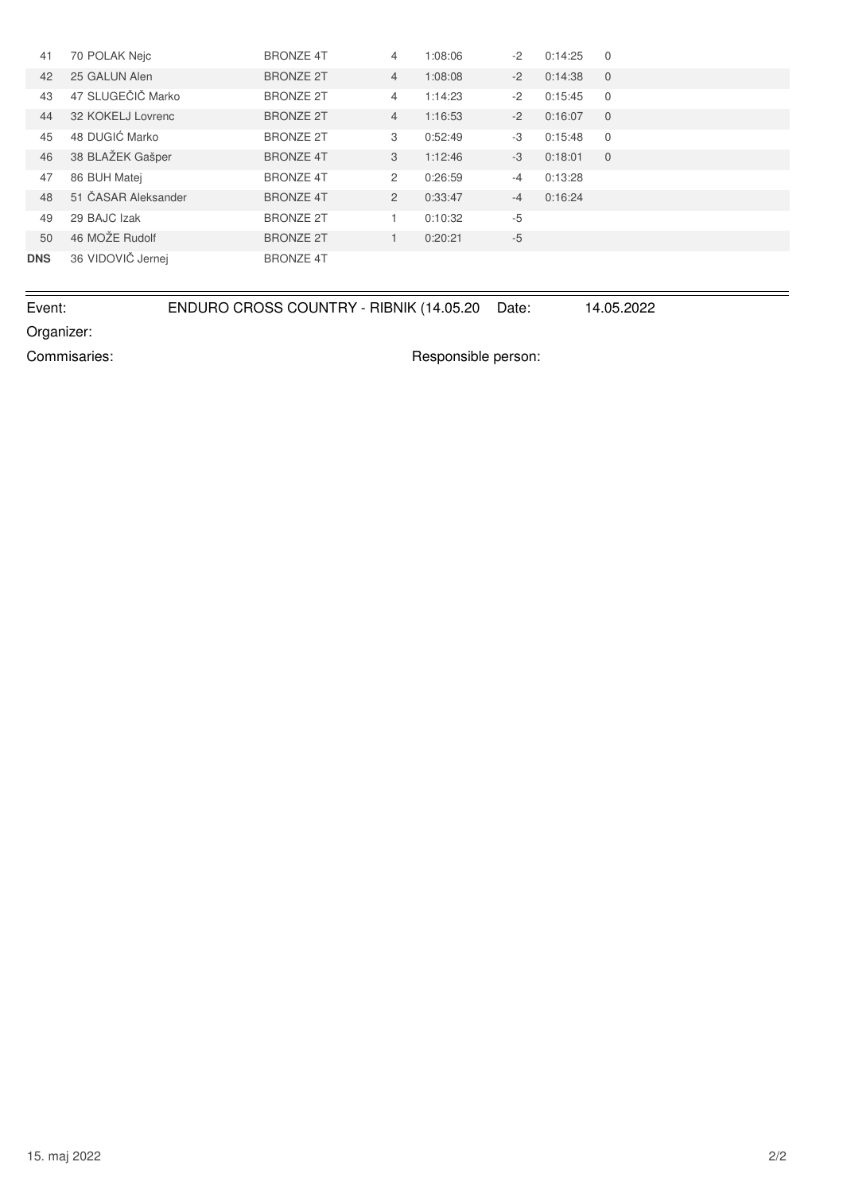| | | | | | | | |
|---|---|---|---|---|---|---|---|
| 41 | 70 POLAK Nejc | BRONZE 4T | 4 | 1:08:06 | -2 | 0:14:25 | 0 |
| 42 | 25 GALUN Alen | BRONZE 2T | 4 | 1:08:08 | -2 | 0:14:38 | 0 |
| 43 | 47 SLUGEČIČ Marko | BRONZE 2T | 4 | 1:14:23 | -2 | 0:15:45 | 0 |
| 44 | 32 KOKELJ Lovrenc | BRONZE 2T | 4 | 1:16:53 | -2 | 0:16:07 | 0 |
| 45 | 48 DUGIĆ Marko | BRONZE 2T | 3 | 0:52:49 | -3 | 0:15:48 | 0 |
| 46 | 38 BLAŽEK Gašper | BRONZE 4T | 3 | 1:12:46 | -3 | 0:18:01 | 0 |
| 47 | 86 BUH Matej | BRONZE 4T | 2 | 0:26:59 | -4 | 0:13:28 | |
| 48 | 51 ČASAR Aleksander | BRONZE 4T | 2 | 0:33:47 | -4 | 0:16:24 | |
| 49 | 29 BAJC Izak | BRONZE 2T | 1 | 0:10:32 | -5 | | |
| 50 | 46 MOŽE Rudolf | BRONZE 2T | 1 | 0:20:21 | -5 | | |
| **DNS** | 36 VIDOVIČ Jernej | BRONZE 4T | | | | | |

Event: ENDURO CROSS COUNTRY - RIBNIK (14.05.20 Date: 14.05.2022

Organizer:

Commisaries: Responsible person:

15. maj 2022